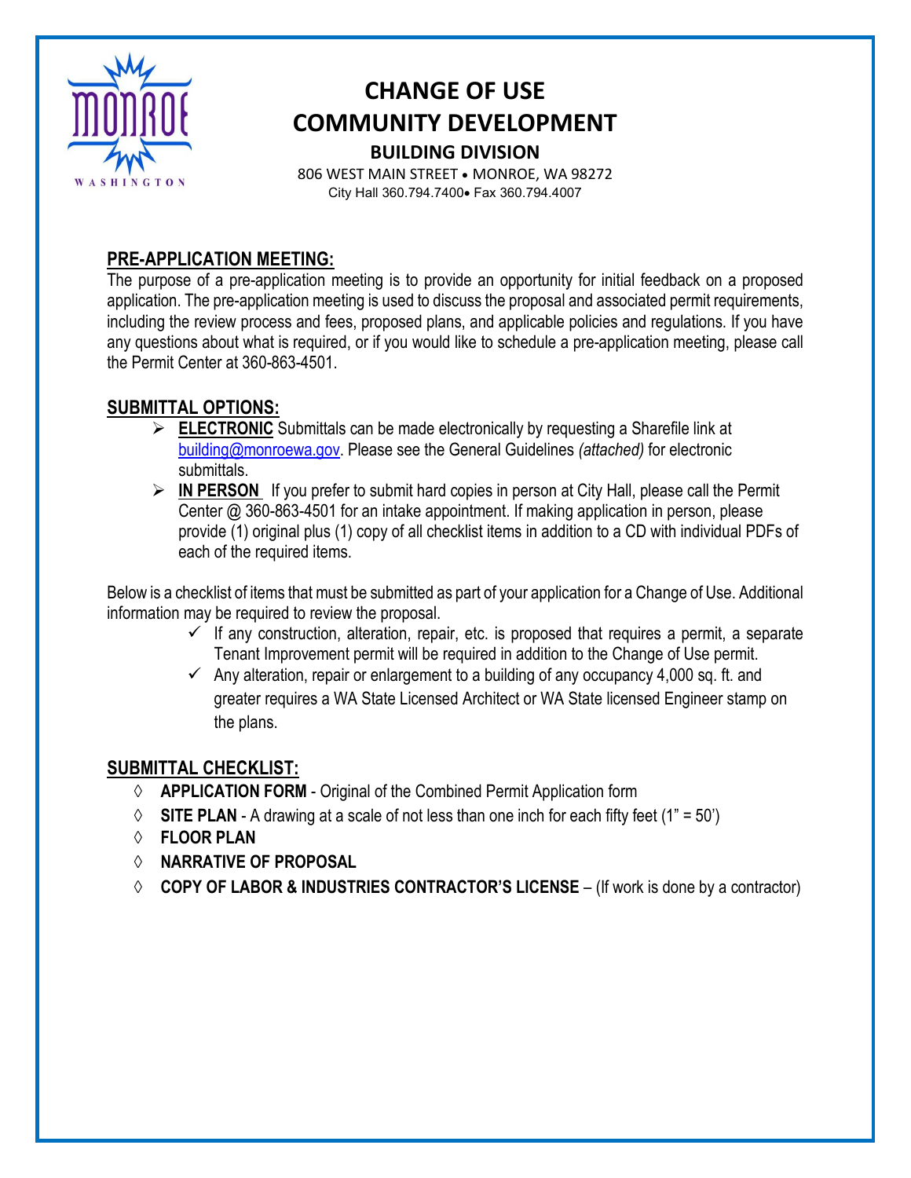# CHANGE OF USE
# COMMUNITY DEVELOPMENT
## BUILDING DIVISION

806 WEST MAIN STREET • MONROE, WA 98272
City Hall 360.794.7400• Fax 360.794.4007

## PRE-APPLICATION MEETING:

The purpose of a pre-application meeting is to provide an opportunity for initial feedback on a proposed application. The pre-application meeting is used to discuss the proposal and associated permit requirements, including the review process and fees, proposed plans, and applicable policies and regulations. If you have any questions about what is required, or if you would like to schedule a pre-application meeting, please call the Permit Center at 360-863-4501.

## SUBMITTAL OPTIONS:

- **ELECTRONIC** Submittals can be made electronically by requesting a Sharefile link at building@monroewa.gov. Please see the General Guidelines *(attached)* for electronic submittals.
- **IN PERSON** If you prefer to submit hard copies in person at City Hall, please call the Permit Center @ 360-863-4501 for an intake appointment. If making application in person, please provide (1) original plus (1) copy of all checklist items in addition to a CD with individual PDFs of each of the required items.

Below is a checklist of items that must be submitted as part of your application for a Change of Use. Additional information may be required to review the proposal.

- ✓ If any construction, alteration, repair, etc. is proposed that requires a permit, a separate Tenant Improvement permit will be required in addition to the Change of Use permit.
- ✓ Any alteration, repair or enlargement to a building of any occupancy 4,000 sq. ft. and greater requires a WA State Licensed Architect or WA State licensed Engineer stamp on the plans.

## SUBMITTAL CHECKLIST:

- ◊ **APPLICATION FORM** - Original of the Combined Permit Application form
- ◊ **SITE PLAN** - A drawing at a scale of not less than one inch for each fifty feet (1” = 50’)
- ◊ **FLOOR PLAN**
- ◊ **NARRATIVE OF PROPOSAL**
- ◊ **COPY OF LABOR & INDUSTRIES CONTRACTOR’S LICENSE** – (If work is done by a contractor)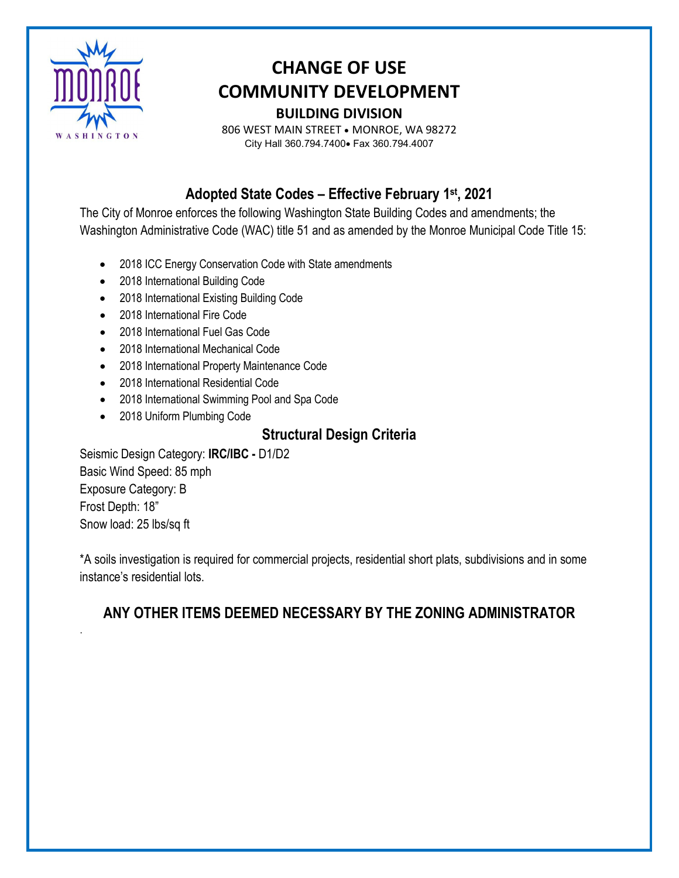# CHANGE OF USE
# COMMUNITY DEVELOPMENT

### BUILDING DIVISION

806 WEST MAIN STREET • MONROE, WA 98272
City Hall 360.794.7400• Fax 360.794.4007

## Adopted State Codes – Effective February 1st, 2021

The City of Monroe enforces the following Washington State Building Codes and amendments; the Washington Administrative Code (WAC) title 51 and as amended by the Monroe Municipal Code Title 15:

- 2018 ICC Energy Conservation Code with State amendments
- 2018 International Building Code
- 2018 International Existing Building Code
- 2018 International Fire Code
- 2018 International Fuel Gas Code
- 2018 International Mechanical Code
- 2018 International Property Maintenance Code
- 2018 International Residential Code
- 2018 International Swimming Pool and Spa Code
- 2018 Uniform Plumbing Code

## Structural Design Criteria

Seismic Design Category: **IRC/IBC -** D1/D2
Basic Wind Speed: 85 mph
Exposure Category: B
Frost Depth: 18"
Snow load: 25 lbs/sq ft

*A soils investigation is required for commercial projects, residential short plats, subdivisions and in some instance's residential lots.

## ANY OTHER ITEMS DEEMED NECESSARY BY THE ZONING ADMINISTRATOR